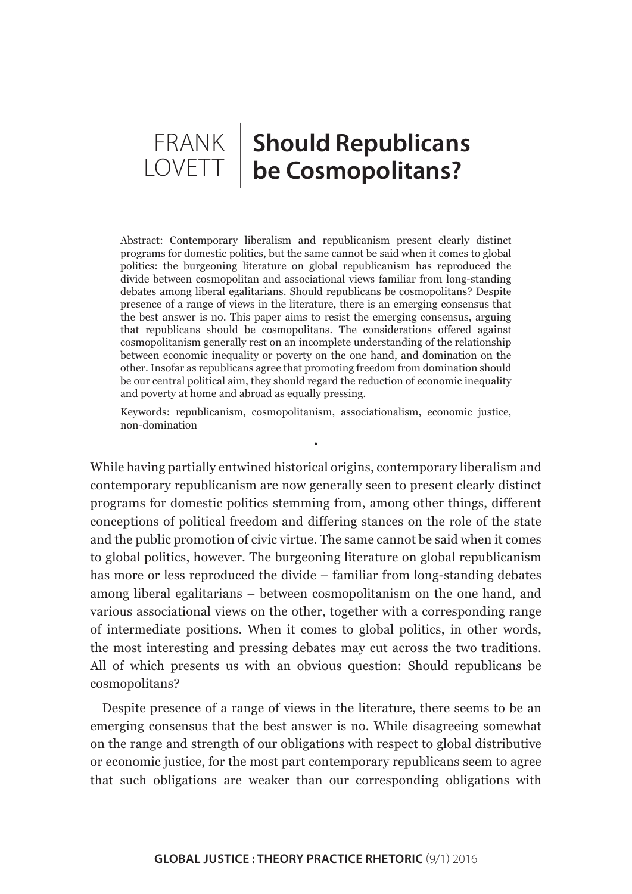FRANK LOVETT

# Should Republicans be Cosmopolitans?

Abstract: Contemporary liberalism and republicanism present clearly distinct programs for domestic politics, but the same cannot be said when it comes to global politics: the burgeoning literature on global republicanism has reproduced the divide between cosmopolitan and associational views familiar from long-standing debates among liberal egalitarians. Should republicans be cosmopolitans? Despite presence of a range of views in the literature, there is an emerging consensus that the best answer is no. This paper aims to resist the emerging consensus, arguing that republicans should be cosmopolitans. The considerations offered against cosmopolitanism generally rest on an incomplete understanding of the relationship between economic inequality or poverty on the one hand, and domination on the other. Insofar as republicans agree that promoting freedom from domination should be our central political aim, they should regard the reduction of economic inequality and poverty at home and abroad as equally pressing.

Keywords: republicanism, cosmopolitanism, associationalism, economic justice, non-domination

•

While having partially entwined historical origins, contemporary liberalism and contemporary republicanism are now generally seen to present clearly distinct programs for domestic politics stemming from, among other things, different conceptions of political freedom and differing stances on the role of the state and the public promotion of civic virtue. The same cannot be said when it comes to global politics, however. The burgeoning literature on global republicanism has more or less reproduced the divide – familiar from long-standing debates among liberal egalitarians – between cosmopolitanism on the one hand, and various associational views on the other, together with a corresponding range of intermediate positions. When it comes to global politics, in other words, the most interesting and pressing debates may cut across the two traditions. All of which presents us with an obvious question: Should republicans be cosmopolitans?

Despite presence of a range of views in the literature, there seems to be an emerging consensus that the best answer is no. While disagreeing somewhat on the range and strength of our obligations with respect to global distributive or economic justice, for the most part contemporary republicans seem to agree that such obligations are weaker than our corresponding obligations with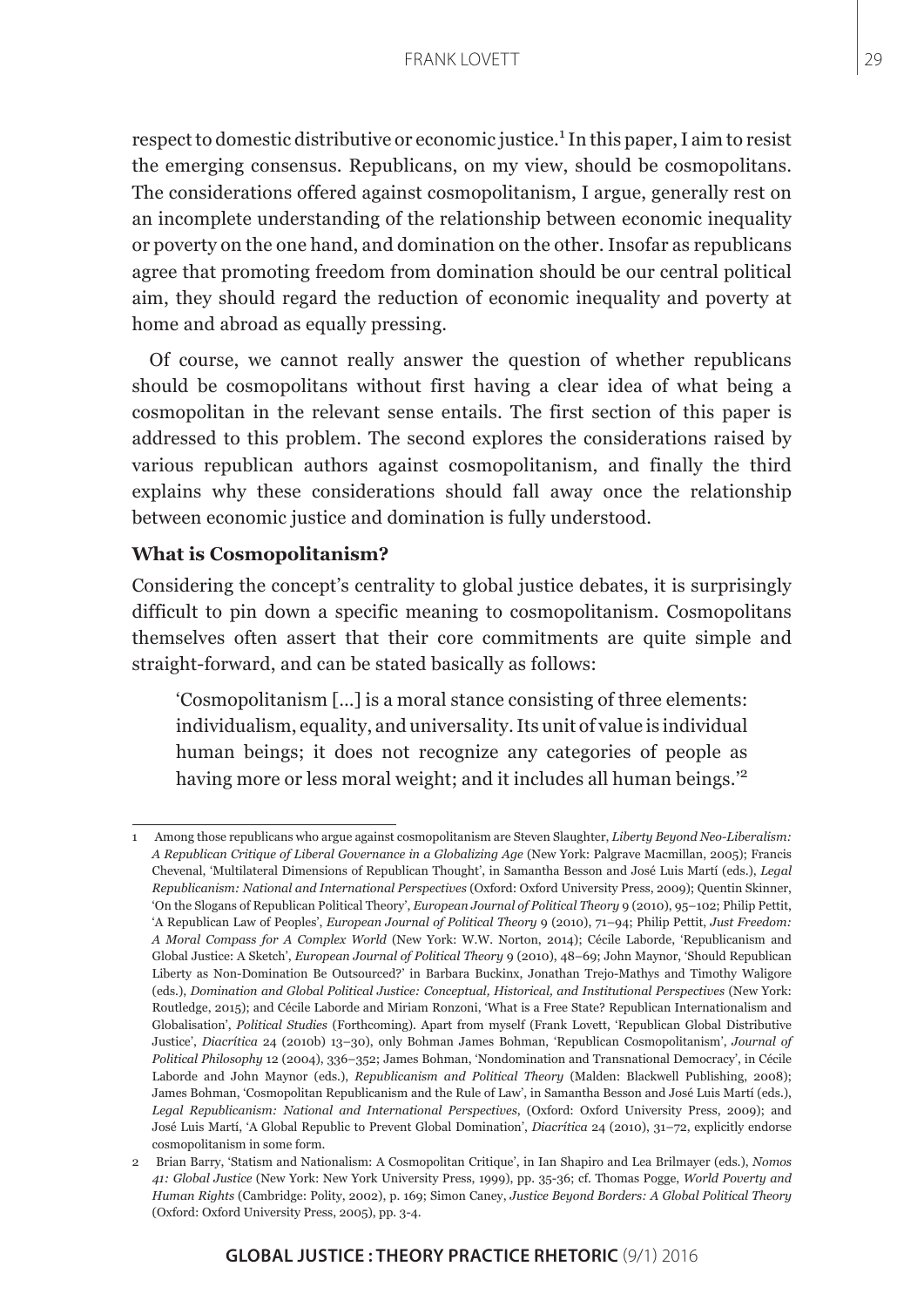respect to domestic distributive or economic justice.[1] In this paper, I aim to resist the emerging consensus. Republicans, on my view, should be cosmopolitans. The considerations offered against cosmopolitanism, I argue, generally rest on an incomplete understanding of the relationship between economic inequality or poverty on the one hand, and domination on the other. Insofar as republicans agree that promoting freedom from domination should be our central political aim, they should regard the reduction of economic inequality and poverty at home and abroad as equally pressing.

Of course, we cannot really answer the question of whether republicans should be cosmopolitans without first having a clear idea of what being a cosmopolitan in the relevant sense entails. The first section of this paper is addressed to this problem. The second explores the considerations raised by various republican authors against cosmopolitanism, and finally the third explains why these considerations should fall away once the relationship between economic justice and domination is fully understood.

**What is Cosmopolitanism?**

Considering the concept's centrality to global justice debates, it is surprisingly difficult to pin down a specific meaning to cosmopolitanism. Cosmopolitans themselves often assert that their core commitments are quite simple and straight-forward, and can be stated basically as follows:

> 'Cosmopolitanism [...] is a moral stance consisting of three elements: individualism, equality, and universality. Its unit of value is individual human beings; it does not recognize any categories of people as having more or less moral weight; and it includes all human beings.'[2]

---

1 Among those republicans who argue against cosmopolitanism are Steven Slaughter, *Liberty Beyond Neo-Liberalism: A Republican Critique of Liberal Governance in a Globalizing Age* (New York: Palgrave Macmillan, 2005); Francis Chevenal, 'Multilateral Dimensions of Republican Thought', in Samantha Besson and José Luis Martí (eds.), *Legal Republicanism: National and International Perspectives* (Oxford: Oxford University Press, 2009); Quentin Skinner, 'On the Slogans of Republican Political Theory', *European Journal of Political Theory* 9 (2010), 95–102; Philip Pettit, 'A Republican Law of Peoples', *European Journal of Political Theory* 9 (2010), 71–94; Philip Pettit, *Just Freedom: A Moral Compass for A Complex World* (New York: W.W. Norton, 2014); Cécile Laborde, 'Republicanism and Global Justice: A Sketch', *European Journal of Political Theory* 9 (2010), 48–69; John Maynor, 'Should Republican Liberty as Non-Domination Be Outsourced?' in Barbara Buckinx, Jonathan Trejo-Mathys and Timothy Waligore (eds.), *Domination and Global Political Justice: Conceptual, Historical, and Institutional Perspectives* (New York: Routledge, 2015); and Cécile Laborde and Miriam Ronzoni, 'What is a Free State? Republican Internationalism and Globalisation', *Political Studies* (Forthcoming). Apart from myself (Frank Lovett, 'Republican Global Distributive Justice', *Diacrítica* 24 (2010b) 13–30), only Bohman James Bohman, 'Republican Cosmopolitanism', *Journal of Political Philosophy* 12 (2004), 336–352; James Bohman, 'Nondomination and Transnational Democracy', in Cécile Laborde and John Maynor (eds.), *Republicanism and Political Theory* (Malden: Blackwell Publishing, 2008); James Bohman, 'Cosmopolitan Republicanism and the Rule of Law', in Samantha Besson and José Luis Martí (eds.), *Legal Republicanism: National and International Perspectives*, (Oxford: Oxford University Press, 2009); and José Luis Martí, 'A Global Republic to Prevent Global Domination', *Diacrítica* 24 (2010), 31–72, explicitly endorse cosmopolitanism in some form.

2 Brian Barry, 'Statism and Nationalism: A Cosmopolitan Critique', in Ian Shapiro and Lea Brilmayer (eds.), *Nomos 41: Global Justice* (New York: New York University Press, 1999), pp. 35-36; cf. Thomas Pogge, *World Poverty and Human Rights* (Cambridge: Polity, 2002), p. 169; Simon Caney, *Justice Beyond Borders: A Global Political Theory* (Oxford: Oxford University Press, 2005), pp. 3-4.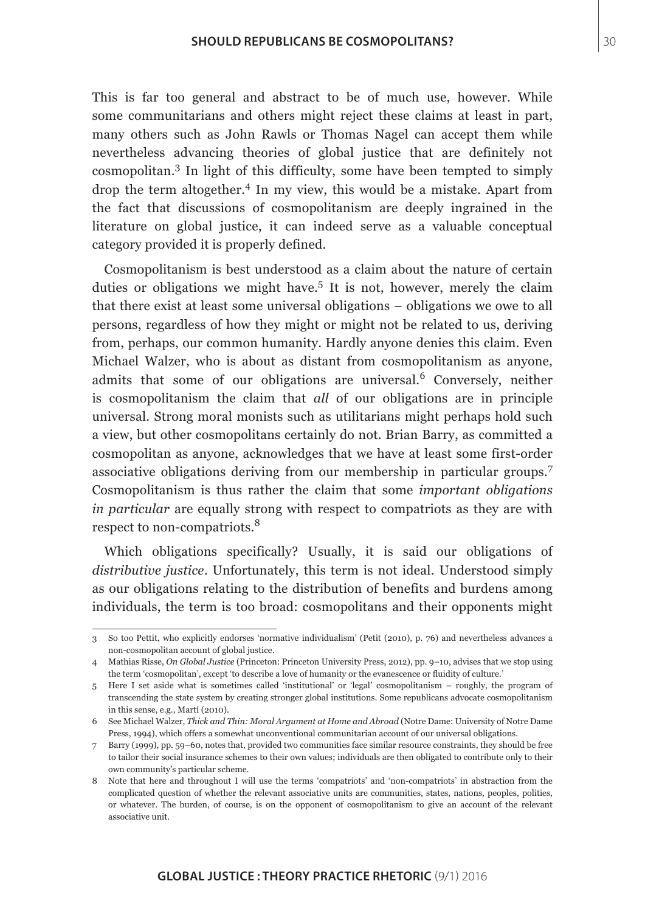This is far too general and abstract to be of much use, however. While some communitarians and others might reject these claims at least in part, many others such as John Rawls or Thomas Nagel can accept them while nevertheless advancing theories of global justice that are definitely not cosmopolitan.[3] In light of this difficulty, some have been tempted to simply drop the term altogether.[4] In my view, this would be a mistake. Apart from the fact that discussions of cosmopolitanism are deeply ingrained in the literature on global justice, it can indeed serve as a valuable conceptual category provided it is properly defined.

Cosmopolitanism is best understood as a claim about the nature of certain duties or obligations we might have.[5] It is not, however, merely the claim that there exist at least some universal obligations – obligations we owe to all persons, regardless of how they might or might not be related to us, deriving from, perhaps, our common humanity. Hardly anyone denies this claim. Even Michael Walzer, who is about as distant from cosmopolitanism as anyone, admits that some of our obligations are universal.[6] Conversely, neither is cosmopolitanism the claim that *all* of our obligations are in principle universal. Strong moral monists such as utilitarians might perhaps hold such a view, but other cosmopolitans certainly do not. Brian Barry, as committed a cosmopolitan as anyone, acknowledges that we have at least some first-order associative obligations deriving from our membership in particular groups.[7] Cosmopolitanism is thus rather the claim that some *important obligations in particular* are equally strong with respect to compatriots as they are with respect to non-compatriots.[8]

Which obligations specifically? Usually, it is said our obligations of *distributive justice*. Unfortunately, this term is not ideal. Understood simply as our obligations relating to the distribution of benefits and burdens among individuals, the term is too broad: cosmopolitans and their opponents might

---

3 So too Pettit, who explicitly endorses 'normative individualism' (Petit (2010), p. 76) and nevertheless advances a non-cosmopolitan account of global justice.

4 Mathias Risse, *On Global Justice* (Princeton: Princeton University Press, 2012), pp. 9–10, advises that we stop using the term 'cosmopolitan', except 'to describe a love of humanity or the evanescence or fluidity of culture.'

5 Here I set aside what is sometimes called 'institutional' or 'legal' cosmopolitanism – roughly, the program of transcending the state system by creating stronger global institutions. Some republicans advocate cosmopolitanism in this sense, e.g., Martí (2010).

6 See Michael Walzer, *Thick and Thin: Moral Argument at Home and Abroad* (Notre Dame: University of Notre Dame Press, 1994), which offers a somewhat unconventional communitarian account of our universal obligations.

7 Barry (1999), pp. 59–60, notes that, provided two communities face similar resource constraints, they should be free to tailor their social insurance schemes to their own values; individuals are then obligated to contribute only to their own community's particular scheme.

8 Note that here and throughout I will use the terms 'compatriots' and 'non-compatriots' in abstraction from the complicated question of whether the relevant associative units are communities, states, nations, peoples, polities, or whatever. The burden, of course, is on the opponent of cosmopolitanism to give an account of the relevant associative unit.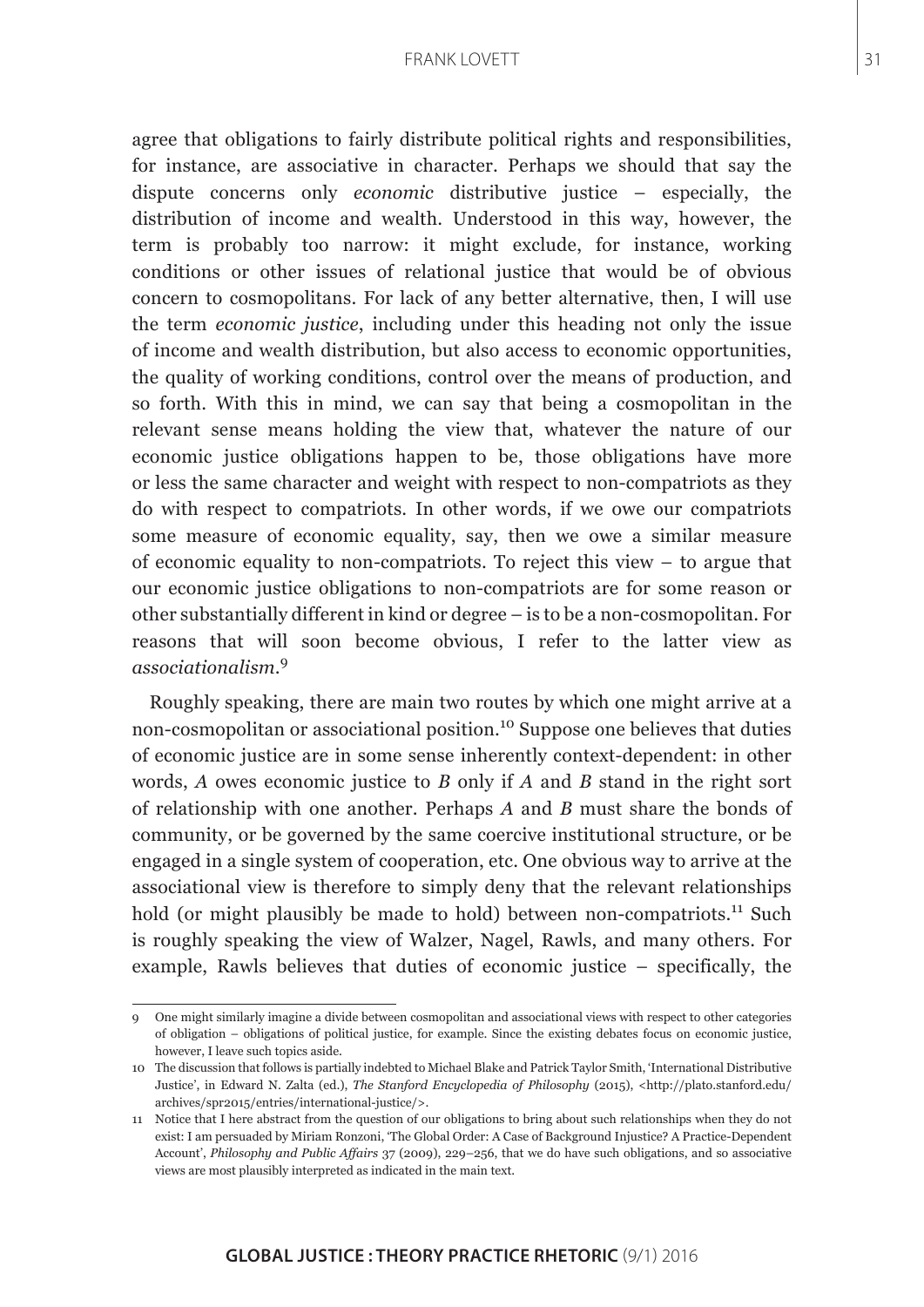agree that obligations to fairly distribute political rights and responsibilities, for instance, are associative in character. Perhaps we should that say the dispute concerns only *economic* distributive justice – especially, the distribution of income and wealth. Understood in this way, however, the term is probably too narrow: it might exclude, for instance, working conditions or other issues of relational justice that would be of obvious concern to cosmopolitans. For lack of any better alternative, then, I will use the term *economic justice*, including under this heading not only the issue of income and wealth distribution, but also access to economic opportunities, the quality of working conditions, control over the means of production, and so forth. With this in mind, we can say that being a cosmopolitan in the relevant sense means holding the view that, whatever the nature of our economic justice obligations happen to be, those obligations have more or less the same character and weight with respect to non-compatriots as they do with respect to compatriots. In other words, if we owe our compatriots some measure of economic equality, say, then we owe a similar measure of economic equality to non-compatriots. To reject this view – to argue that our economic justice obligations to non-compatriots are for some reason or other substantially different in kind or degree – is to be a non-cosmopolitan. For reasons that will soon become obvious, I refer to the latter view as *associationalism*.[9]

Roughly speaking, there are main two routes by which one might arrive at a non-cosmopolitan or associational position.[10] Suppose one believes that duties of economic justice are in some sense inherently context-dependent: in other words, *A* owes economic justice to *B* only if *A* and *B* stand in the right sort of relationship with one another. Perhaps *A* and *B* must share the bonds of community, or be governed by the same coercive institutional structure, or be engaged in a single system of cooperation, etc. One obvious way to arrive at the associational view is therefore to simply deny that the relevant relationships hold (or might plausibly be made to hold) between non-compatriots.[11] Such is roughly speaking the view of Walzer, Nagel, Rawls, and many others. For example, Rawls believes that duties of economic justice – specifically, the

---

9 One might similarly imagine a divide between cosmopolitan and associational views with respect to other categories of obligation – obligations of political justice, for example. Since the existing debates focus on economic justice, however, I leave such topics aside.

10 The discussion that follows is partially indebted to Michael Blake and Patrick Taylor Smith, 'International Distributive Justice', in Edward N. Zalta (ed.), *The Stanford Encyclopedia of Philosophy* (2015), <http://plato.stanford.edu/archives/spr2015/entries/international-justice/>.

11 Notice that I here abstract from the question of our obligations to bring about such relationships when they do not exist: I am persuaded by Miriam Ronzoni, 'The Global Order: A Case of Background Injustice? A Practice-Dependent Account', *Philosophy and Public Affairs* 37 (2009), 229–256, that we do have such obligations, and so associative views are most plausibly interpreted as indicated in the main text.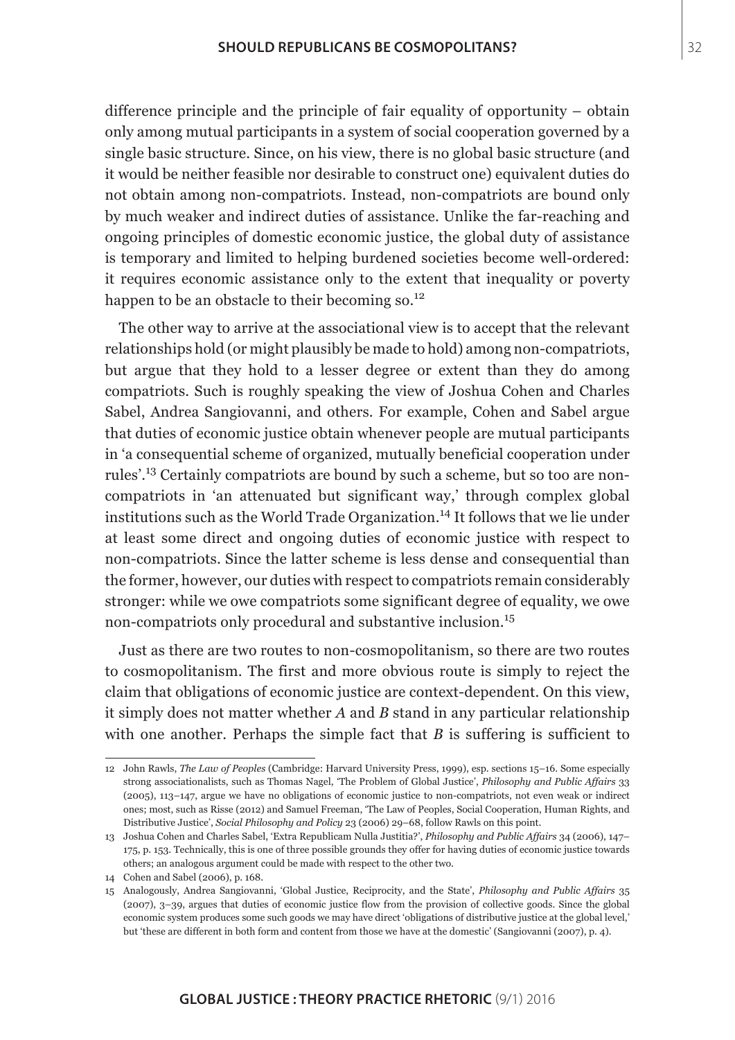difference principle and the principle of fair equality of opportunity – obtain only among mutual participants in a system of social cooperation governed by a single basic structure. Since, on his view, there is no global basic structure (and it would be neither feasible nor desirable to construct one) equivalent duties do not obtain among non-compatriots. Instead, non-compatriots are bound only by much weaker and indirect duties of assistance. Unlike the far-reaching and ongoing principles of domestic economic justice, the global duty of assistance is temporary and limited to helping burdened societies become well-ordered: it requires economic assistance only to the extent that inequality or poverty happen to be an obstacle to their becoming so.[12]

The other way to arrive at the associational view is to accept that the relevant relationships hold (or might plausibly be made to hold) among non-compatriots, but argue that they hold to a lesser degree or extent than they do among compatriots. Such is roughly speaking the view of Joshua Cohen and Charles Sabel, Andrea Sangiovanni, and others. For example, Cohen and Sabel argue that duties of economic justice obtain whenever people are mutual participants in 'a consequential scheme of organized, mutually beneficial cooperation under rules'.[13] Certainly compatriots are bound by such a scheme, but so too are non-compatriots in 'an attenuated but significant way,' through complex global institutions such as the World Trade Organization.[14] It follows that we lie under at least some direct and ongoing duties of economic justice with respect to non-compatriots. Since the latter scheme is less dense and consequential than the former, however, our duties with respect to compatriots remain considerably stronger: while we owe compatriots some significant degree of equality, we owe non-compatriots only procedural and substantive inclusion.[15]

Just as there are two routes to non-cosmopolitanism, so there are two routes to cosmopolitanism. The first and more obvious route is simply to reject the claim that obligations of economic justice are context-dependent. On this view, it simply does not matter whether *A* and *B* stand in any particular relationship with one another. Perhaps the simple fact that *B* is suffering is sufficient to

---

12 John Rawls, *The Law of Peoples* (Cambridge: Harvard University Press, 1999), esp. sections 15–16. Some especially strong associationalists, such as Thomas Nagel, 'The Problem of Global Justice', *Philosophy and Public Affairs* 33 (2005), 113–147, argue we have no obligations of economic justice to non-compatriots, not even weak or indirect ones; most, such as Risse (2012) and Samuel Freeman, 'The Law of Peoples, Social Cooperation, Human Rights, and Distributive Justice', *Social Philosophy and Policy* 23 (2006) 29–68, follow Rawls on this point.

13 Joshua Cohen and Charles Sabel, 'Extra Republicam Nulla Justitia?', *Philosophy and Public Affairs* 34 (2006), 147–175, p. 153. Technically, this is one of three possible grounds they offer for having duties of economic justice towards others; an analogous argument could be made with respect to the other two.

14 Cohen and Sabel (2006), p. 168.

15 Analogously, Andrea Sangiovanni, 'Global Justice, Reciprocity, and the State', *Philosophy and Public Affairs* 35 (2007), 3–39, argues that duties of economic justice flow from the provision of collective goods. Since the global economic system produces some such goods we may have direct 'obligations of distributive justice at the global level,' but 'these are different in both form and content from those we have at the domestic' (Sangiovanni (2007), p. 4).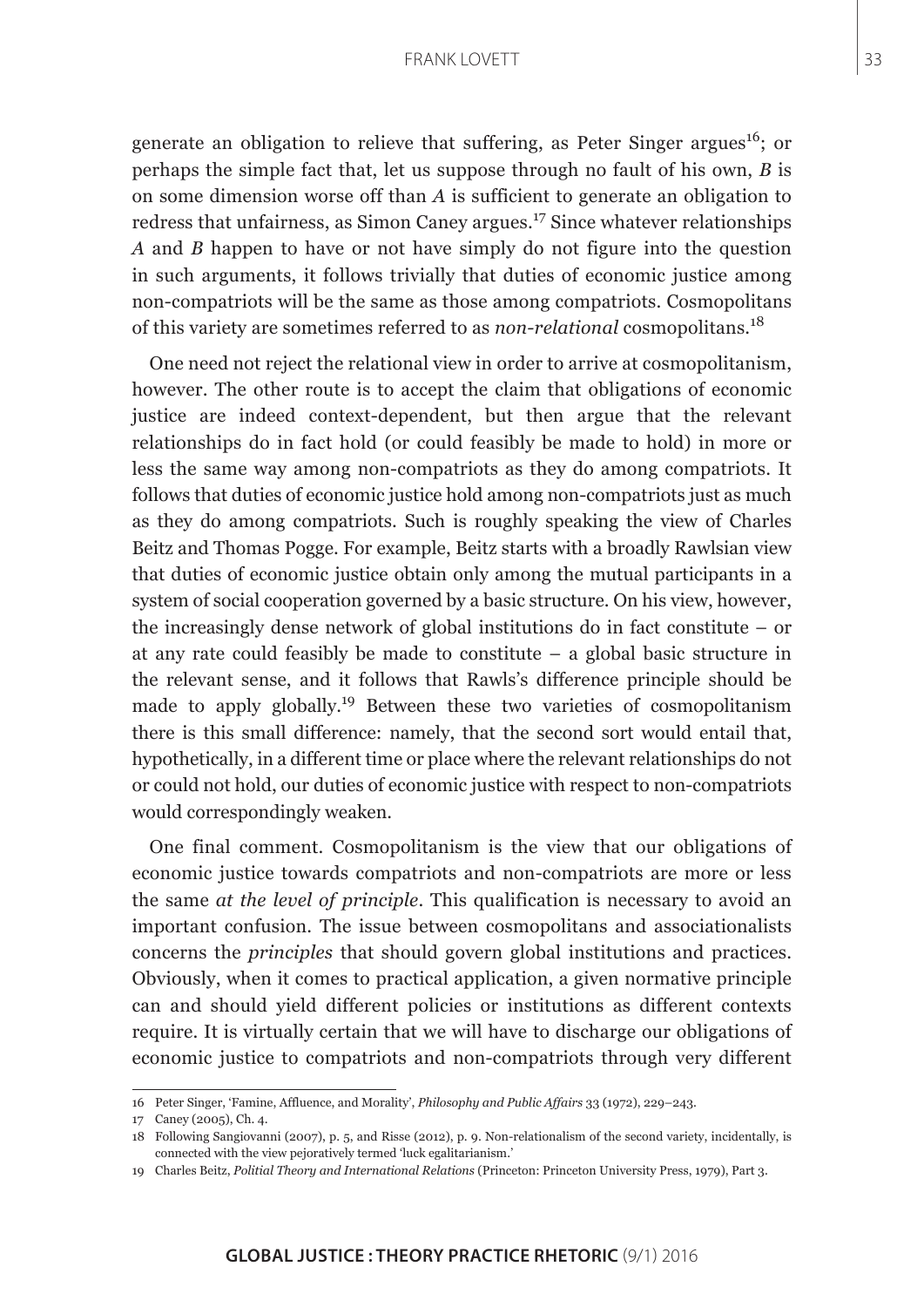generate an obligation to relieve that suffering, as Peter Singer argues[16]; or perhaps the simple fact that, let us suppose through no fault of his own, *B* is on some dimension worse off than *A* is sufficient to generate an obligation to redress that unfairness, as Simon Caney argues.[17] Since whatever relationships *A* and *B* happen to have or not have simply do not figure into the question in such arguments, it follows trivially that duties of economic justice among non-compatriots will be the same as those among compatriots. Cosmopolitans of this variety are sometimes referred to as *non-relational* cosmopolitans.[18]

One need not reject the relational view in order to arrive at cosmopolitanism, however. The other route is to accept the claim that obligations of economic justice are indeed context-dependent, but then argue that the relevant relationships do in fact hold (or could feasibly be made to hold) in more or less the same way among non-compatriots as they do among compatriots. It follows that duties of economic justice hold among non-compatriots just as much as they do among compatriots. Such is roughly speaking the view of Charles Beitz and Thomas Pogge. For example, Beitz starts with a broadly Rawlsian view that duties of economic justice obtain only among the mutual participants in a system of social cooperation governed by a basic structure. On his view, however, the increasingly dense network of global institutions do in fact constitute – or at any rate could feasibly be made to constitute – a global basic structure in the relevant sense, and it follows that Rawls's difference principle should be made to apply globally.[19] Between these two varieties of cosmopolitanism there is this small difference: namely, that the second sort would entail that, hypothetically, in a different time or place where the relevant relationships do not or could not hold, our duties of economic justice with respect to non-compatriots would correspondingly weaken.

One final comment. Cosmopolitanism is the view that our obligations of economic justice towards compatriots and non-compatriots are more or less the same *at the level of principle*. This qualification is necessary to avoid an important confusion. The issue between cosmopolitans and associationalists concerns the *principles* that should govern global institutions and practices. Obviously, when it comes to practical application, a given normative principle can and should yield different policies or institutions as different contexts require. It is virtually certain that we will have to discharge our obligations of economic justice to compatriots and non-compatriots through very different

---

16 Peter Singer, 'Famine, Affluence, and Morality', *Philosophy and Public Affairs* 33 (1972), 229–243.

17 Caney (2005), Ch. 4.

18 Following Sangiovanni (2007), p. 5, and Risse (2012), p. 9. Non-relationalism of the second variety, incidentally, is connected with the view pejoratively termed 'luck egalitarianism.'

19 Charles Beitz, *Politial Theory and International Relations* (Princeton: Princeton University Press, 1979), Part 3.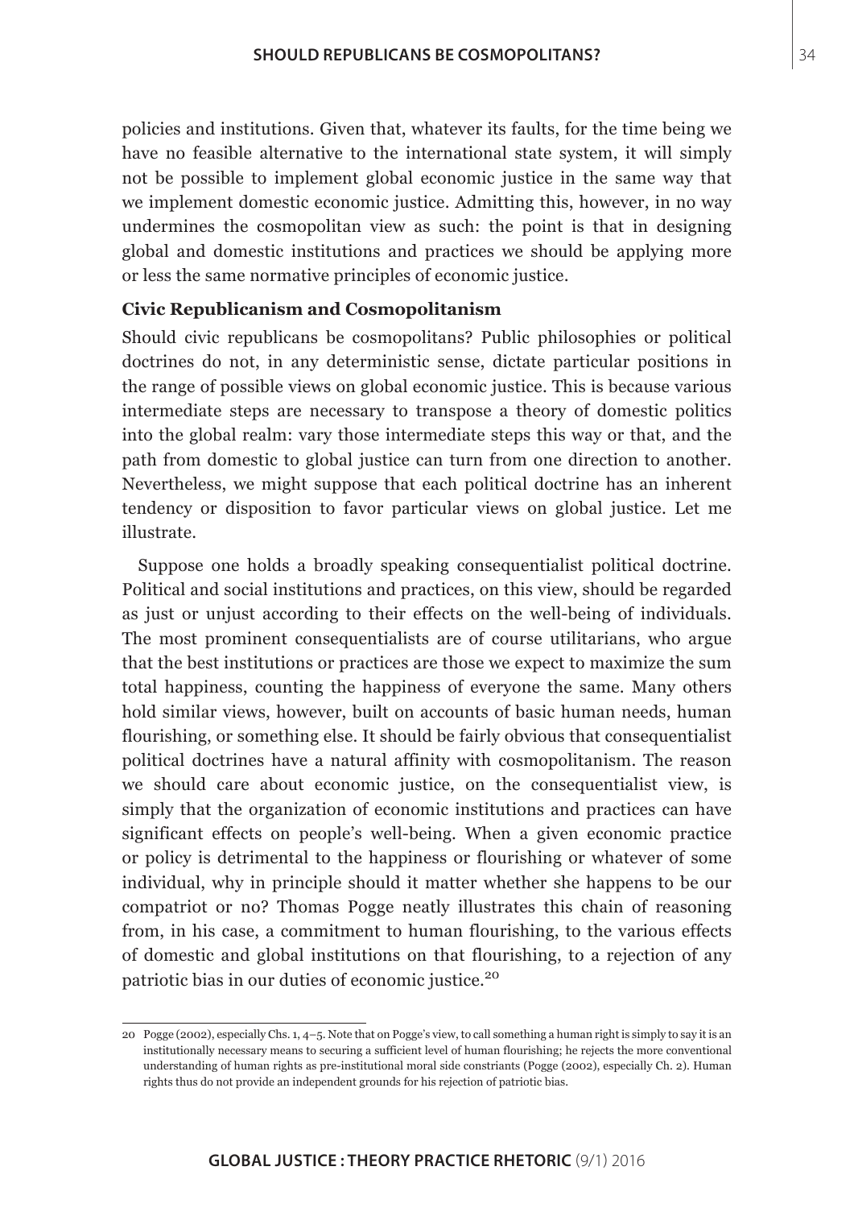policies and institutions. Given that, whatever its faults, for the time being we have no feasible alternative to the international state system, it will simply not be possible to implement global economic justice in the same way that we implement domestic economic justice. Admitting this, however, in no way undermines the cosmopolitan view as such: the point is that in designing global and domestic institutions and practices we should be applying more or less the same normative principles of economic justice.

### Civic Republicanism and Cosmopolitanism

Should civic republicans be cosmopolitans? Public philosophies or political doctrines do not, in any deterministic sense, dictate particular positions in the range of possible views on global economic justice. This is because various intermediate steps are necessary to transpose a theory of domestic politics into the global realm: vary those intermediate steps this way or that, and the path from domestic to global justice can turn from one direction to another. Nevertheless, we might suppose that each political doctrine has an inherent tendency or disposition to favor particular views on global justice. Let me illustrate.

Suppose one holds a broadly speaking consequentialist political doctrine. Political and social institutions and practices, on this view, should be regarded as just or unjust according to their effects on the well-being of individuals. The most prominent consequentialists are of course utilitarians, who argue that the best institutions or practices are those we expect to maximize the sum total happiness, counting the happiness of everyone the same. Many others hold similar views, however, built on accounts of basic human needs, human flourishing, or something else. It should be fairly obvious that consequentialist political doctrines have a natural affinity with cosmopolitanism. The reason we should care about economic justice, on the consequentialist view, is simply that the organization of economic institutions and practices can have significant effects on people's well-being. When a given economic practice or policy is detrimental to the happiness or flourishing or whatever of some individual, why in principle should it matter whether she happens to be our compatriot or no? Thomas Pogge neatly illustrates this chain of reasoning from, in his case, a commitment to human flourishing, to the various effects of domestic and global institutions on that flourishing, to a rejection of any patriotic bias in our duties of economic justice.[20]

---

20 Pogge (2002), especially Chs. 1, 4–5. Note that on Pogge's view, to call something a human right is simply to say it is an institutionally necessary means to securing a sufficient level of human flourishing; he rejects the more conventional understanding of human rights as pre-institutional moral side constriants (Pogge (2002), especially Ch. 2). Human rights thus do not provide an independent grounds for his rejection of patriotic bias.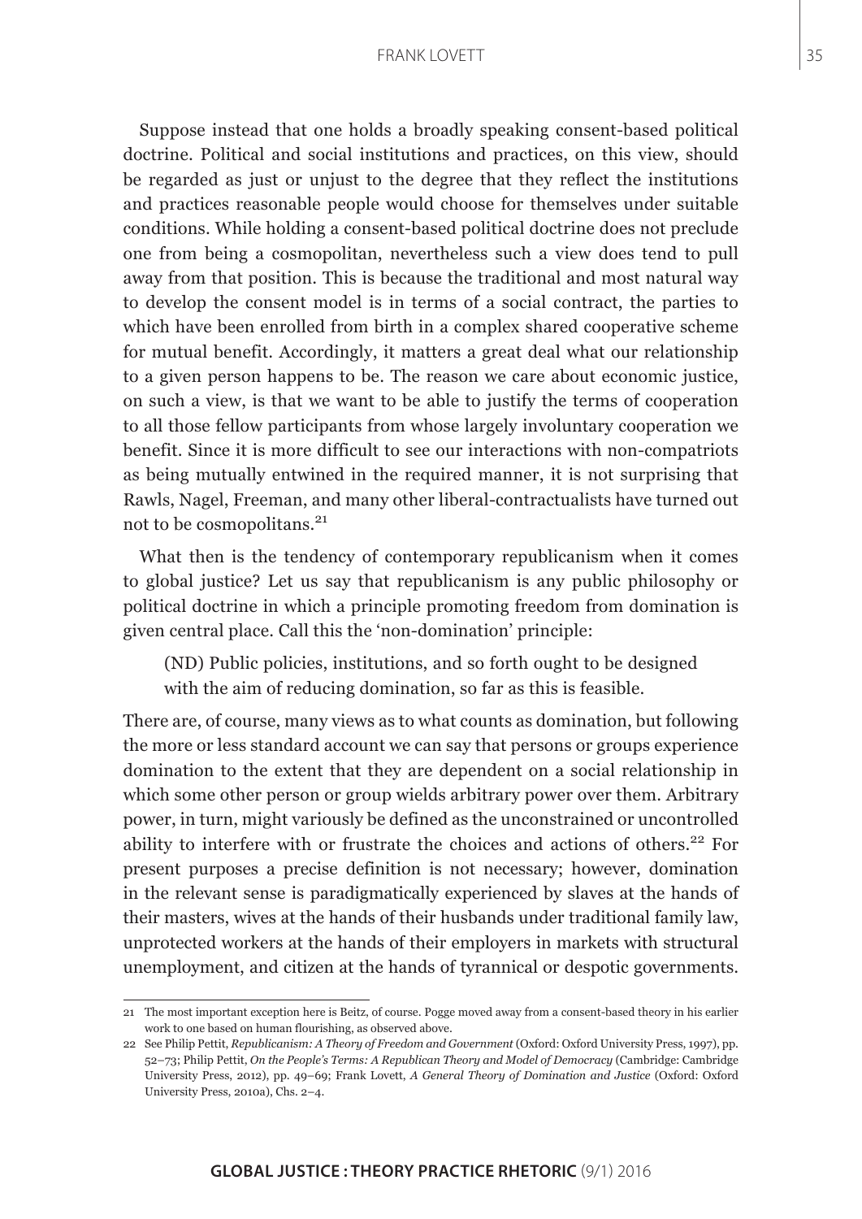Suppose instead that one holds a broadly speaking consent-based political doctrine. Political and social institutions and practices, on this view, should be regarded as just or unjust to the degree that they reflect the institutions and practices reasonable people would choose for themselves under suitable conditions. While holding a consent-based political doctrine does not preclude one from being a cosmopolitan, nevertheless such a view does tend to pull away from that position. This is because the traditional and most natural way to develop the consent model is in terms of a social contract, the parties to which have been enrolled from birth in a complex shared cooperative scheme for mutual benefit. Accordingly, it matters a great deal what our relationship to a given person happens to be. The reason we care about economic justice, on such a view, is that we want to be able to justify the terms of cooperation to all those fellow participants from whose largely involuntary cooperation we benefit. Since it is more difficult to see our interactions with non-compatriots as being mutually entwined in the required manner, it is not surprising that Rawls, Nagel, Freeman, and many other liberal-contractualists have turned out not to be cosmopolitans.[21]

What then is the tendency of contemporary republicanism when it comes to global justice? Let us say that republicanism is any public philosophy or political doctrine in which a principle promoting freedom from domination is given central place. Call this the 'non-domination' principle:

> (ND) Public policies, institutions, and so forth ought to be designed with the aim of reducing domination, so far as this is feasible.

There are, of course, many views as to what counts as domination, but following the more or less standard account we can say that persons or groups experience domination to the extent that they are dependent on a social relationship in which some other person or group wields arbitrary power over them. Arbitrary power, in turn, might variously be defined as the unconstrained or uncontrolled ability to interfere with or frustrate the choices and actions of others.[22] For present purposes a precise definition is not necessary; however, domination in the relevant sense is paradigmatically experienced by slaves at the hands of their masters, wives at the hands of their husbands under traditional family law, unprotected workers at the hands of their employers in markets with structural unemployment, and citizen at the hands of tyrannical or despotic governments.

---

21 The most important exception here is Beitz, of course. Pogge moved away from a consent-based theory in his earlier work to one based on human flourishing, as observed above.

22 See Philip Pettit, *Republicanism: A Theory of Freedom and Government* (Oxford: Oxford University Press, 1997), pp. 52–73; Philip Pettit, *On the People's Terms: A Republican Theory and Model of Democracy* (Cambridge: Cambridge University Press, 2012), pp. 49–69; Frank Lovett, *A General Theory of Domination and Justice* (Oxford: Oxford University Press, 2010a), Chs. 2–4.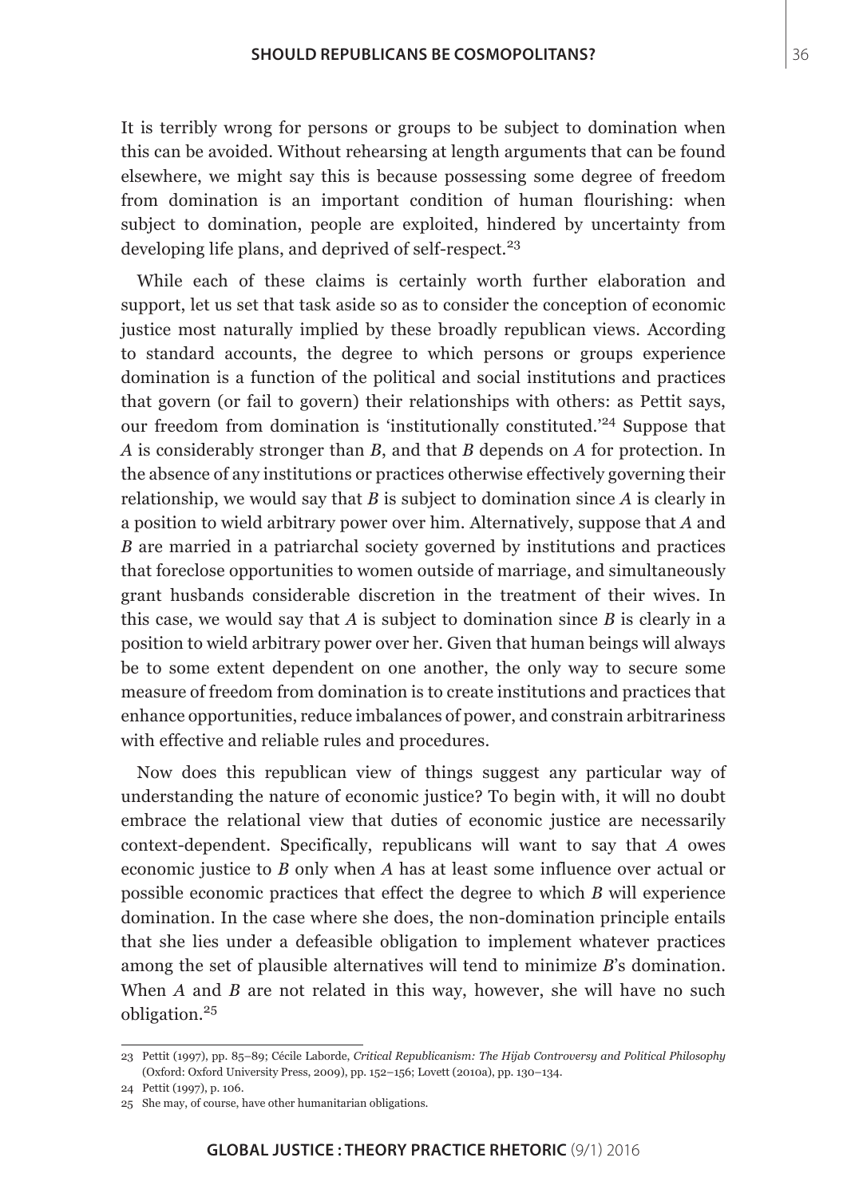It is terribly wrong for persons or groups to be subject to domination when this can be avoided. Without rehearsing at length arguments that can be found elsewhere, we might say this is because possessing some degree of freedom from domination is an important condition of human flourishing: when subject to domination, people are exploited, hindered by uncertainty from developing life plans, and deprived of self-respect.[23]

While each of these claims is certainly worth further elaboration and support, let us set that task aside so as to consider the conception of economic justice most naturally implied by these broadly republican views. According to standard accounts, the degree to which persons or groups experience domination is a function of the political and social institutions and practices that govern (or fail to govern) their relationships with others: as Pettit says, our freedom from domination is 'institutionally constituted.'[24] Suppose that *A* is considerably stronger than *B*, and that *B* depends on *A* for protection. In the absence of any institutions or practices otherwise effectively governing their relationship, we would say that *B* is subject to domination since *A* is clearly in a position to wield arbitrary power over him. Alternatively, suppose that *A* and *B* are married in a patriarchal society governed by institutions and practices that foreclose opportunities to women outside of marriage, and simultaneously grant husbands considerable discretion in the treatment of their wives. In this case, we would say that *A* is subject to domination since *B* is clearly in a position to wield arbitrary power over her. Given that human beings will always be to some extent dependent on one another, the only way to secure some measure of freedom from domination is to create institutions and practices that enhance opportunities, reduce imbalances of power, and constrain arbitrariness with effective and reliable rules and procedures.

Now does this republican view of things suggest any particular way of understanding the nature of economic justice? To begin with, it will no doubt embrace the relational view that duties of economic justice are necessarily context-dependent. Specifically, republicans will want to say that *A* owes economic justice to *B* only when *A* has at least some influence over actual or possible economic practices that effect the degree to which *B* will experience domination. In the case where she does, the non-domination principle entails that she lies under a defeasible obligation to implement whatever practices among the set of plausible alternatives will tend to minimize *B*'s domination. When *A* and *B* are not related in this way, however, she will have no such obligation.[25]

---

23 Pettit (1997), pp. 85–89; Cécile Laborde, *Critical Republicanism: The Hijab Controversy and Political Philosophy* (Oxford: Oxford University Press, 2009), pp. 152–156; Lovett (2010a), pp. 130–134.

24 Pettit (1997), p. 106.

25 She may, of course, have other humanitarian obligations.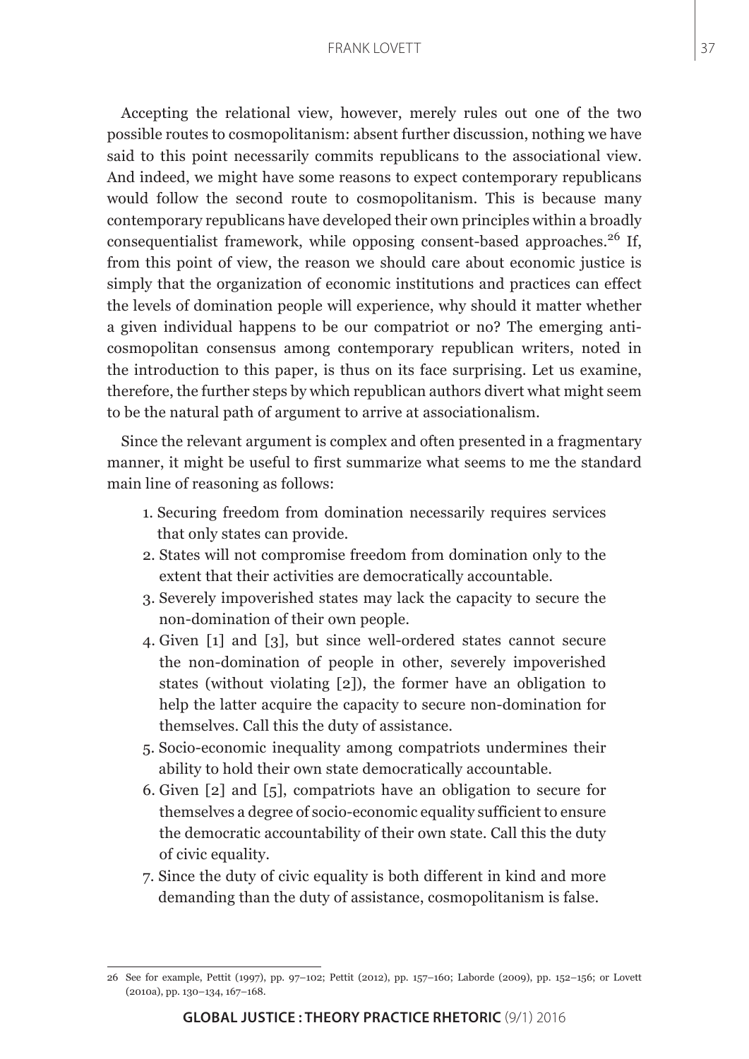Accepting the relational view, however, merely rules out one of the two possible routes to cosmopolitanism: absent further discussion, nothing we have said to this point necessarily commits republicans to the associational view. And indeed, we might have some reasons to expect contemporary republicans would follow the second route to cosmopolitanism. This is because many contemporary republicans have developed their own principles within a broadly consequentialist framework, while opposing consent-based approaches.[26] If, from this point of view, the reason we should care about economic justice is simply that the organization of economic institutions and practices can effect the levels of domination people will experience, why should it matter whether a given individual happens to be our compatriot or no? The emerging anti-cosmopolitan consensus among contemporary republican writers, noted in the introduction to this paper, is thus on its face surprising. Let us examine, therefore, the further steps by which republican authors divert what might seem to be the natural path of argument to arrive at associationalism.

Since the relevant argument is complex and often presented in a fragmentary manner, it might be useful to first summarize what seems to me the standard main line of reasoning as follows:

1. Securing freedom from domination necessarily requires services that only states can provide.
2. States will not compromise freedom from domination only to the extent that their activities are democratically accountable.
3. Severely impoverished states may lack the capacity to secure the non-domination of their own people.
4. Given [1] and [3], but since well-ordered states cannot secure the non-domination of people in other, severely impoverished states (without violating [2]), the former have an obligation to help the latter acquire the capacity to secure non-domination for themselves. Call this the duty of assistance.
5. Socio-economic inequality among compatriots undermines their ability to hold their own state democratically accountable.
6. Given [2] and [5], compatriots have an obligation to secure for themselves a degree of socio-economic equality sufficient to ensure the democratic accountability of their own state. Call this the duty of civic equality.
7. Since the duty of civic equality is both different in kind and more demanding than the duty of assistance, cosmopolitanism is false.

---

26 See for example, Pettit (1997), pp. 97–102; Pettit (2012), pp. 157–160; Laborde (2009), pp. 152–156; or Lovett (2010a), pp. 130–134, 167–168.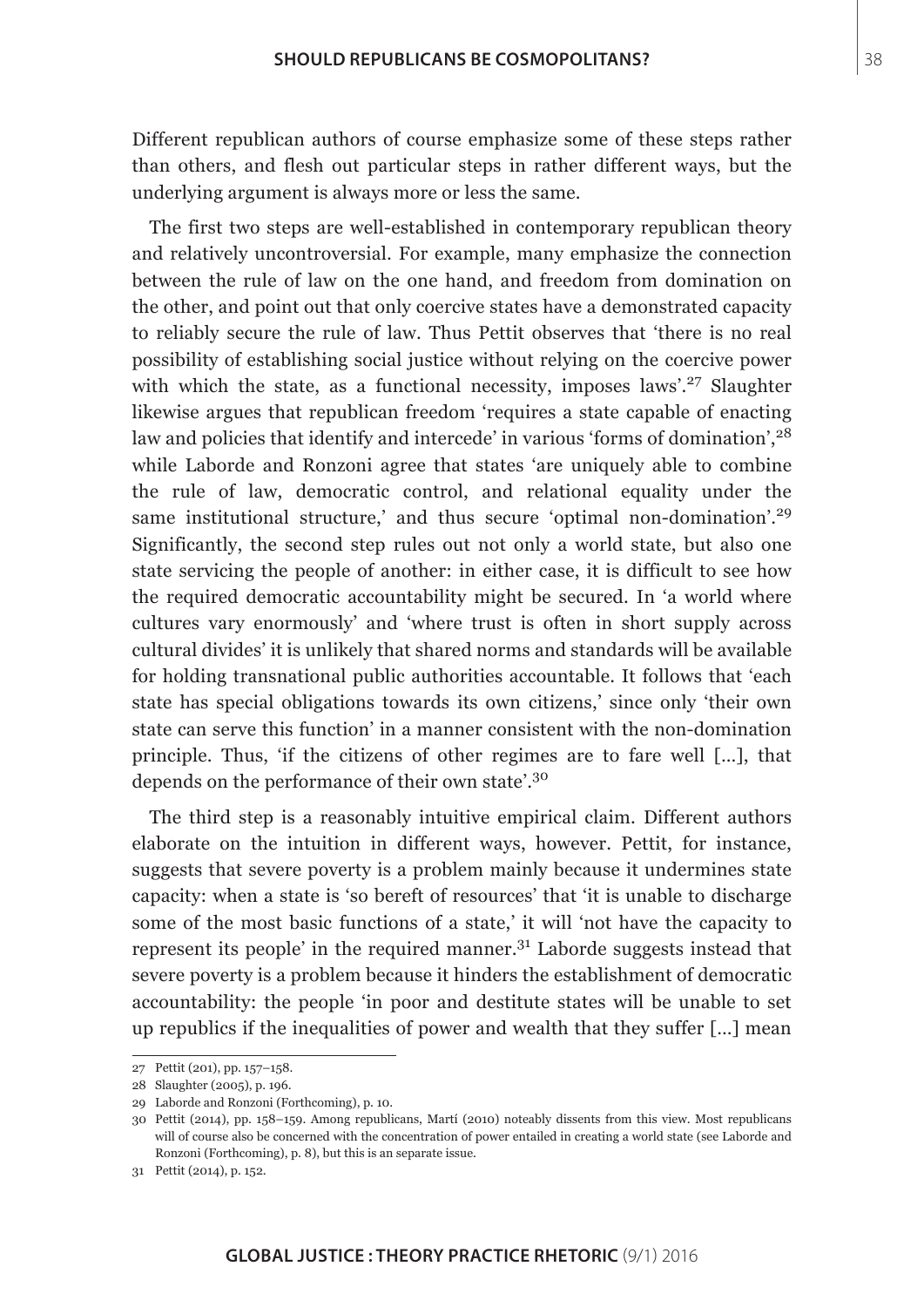Different republican authors of course emphasize some of these steps rather than others, and flesh out particular steps in rather different ways, but the underlying argument is always more or less the same.

The first two steps are well-established in contemporary republican theory and relatively uncontroversial. For example, many emphasize the connection between the rule of law on the one hand, and freedom from domination on the other, and point out that only coercive states have a demonstrated capacity to reliably secure the rule of law. Thus Pettit observes that 'there is no real possibility of establishing social justice without relying on the coercive power with which the state, as a functional necessity, imposes laws'.[27] Slaughter likewise argues that republican freedom 'requires a state capable of enacting law and policies that identify and intercede' in various 'forms of domination',[28] while Laborde and Ronzoni agree that states 'are uniquely able to combine the rule of law, democratic control, and relational equality under the same institutional structure,' and thus secure 'optimal non-domination'.[29] Significantly, the second step rules out not only a world state, but also one state servicing the people of another: in either case, it is difficult to see how the required democratic accountability might be secured. In 'a world where cultures vary enormously' and 'where trust is often in short supply across cultural divides' it is unlikely that shared norms and standards will be available for holding transnational public authorities accountable. It follows that 'each state has special obligations towards its own citizens,' since only 'their own state can serve this function' in a manner consistent with the non-domination principle. Thus, 'if the citizens of other regimes are to fare well [...], that depends on the performance of their own state'.[30]

The third step is a reasonably intuitive empirical claim. Different authors elaborate on the intuition in different ways, however. Pettit, for instance, suggests that severe poverty is a problem mainly because it undermines state capacity: when a state is 'so bereft of resources' that 'it is unable to discharge some of the most basic functions of a state,' it will 'not have the capacity to represent its people' in the required manner.[31] Laborde suggests instead that severe poverty is a problem because it hinders the establishment of democratic accountability: the people 'in poor and destitute states will be unable to set up republics if the inequalities of power and wealth that they suffer [...] mean

---

27 Pettit (201), pp. 157–158.

28 Slaughter (2005), p. 196.

29 Laborde and Ronzoni (Forthcoming), p. 10.

30 Pettit (2014), pp. 158–159. Among republicans, Martí (2010) noteably dissents from this view. Most republicans will of course also be concerned with the concentration of power entailed in creating a world state (see Laborde and Ronzoni (Forthcoming), p. 8), but this is an separate issue.

31 Pettit (2014), p. 152.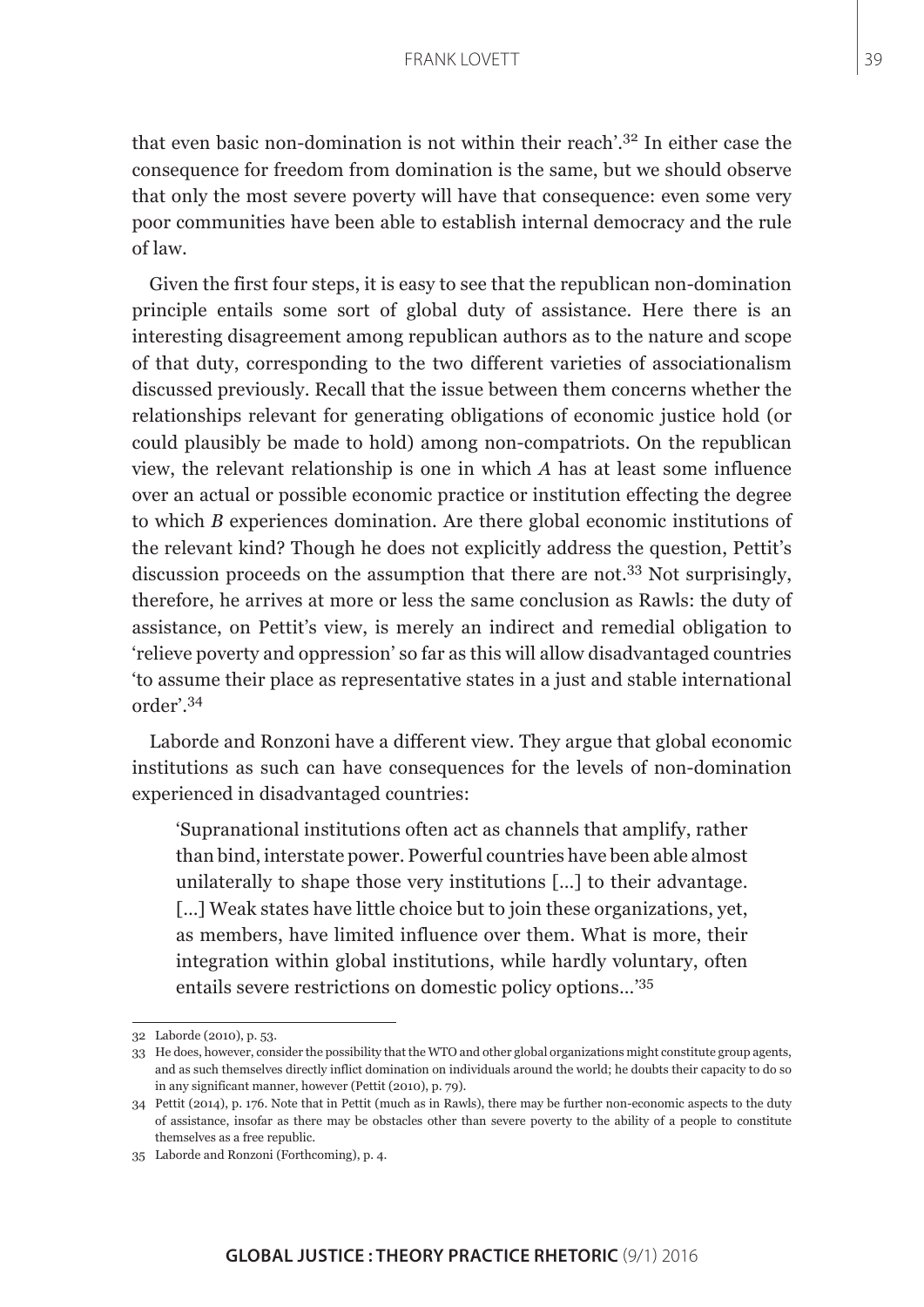that even basic non-domination is not within their reach'.[32] In either case the consequence for freedom from domination is the same, but we should observe that only the most severe poverty will have that consequence: even some very poor communities have been able to establish internal democracy and the rule of law.

Given the first four steps, it is easy to see that the republican non-domination principle entails some sort of global duty of assistance. Here there is an interesting disagreement among republican authors as to the nature and scope of that duty, corresponding to the two different varieties of associationalism discussed previously. Recall that the issue between them concerns whether the relationships relevant for generating obligations of economic justice hold (or could plausibly be made to hold) among non-compatriots. On the republican view, the relevant relationship is one in which *A* has at least some influence over an actual or possible economic practice or institution effecting the degree to which *B* experiences domination. Are there global economic institutions of the relevant kind? Though he does not explicitly address the question, Pettit's discussion proceeds on the assumption that there are not.[33] Not surprisingly, therefore, he arrives at more or less the same conclusion as Rawls: the duty of assistance, on Pettit's view, is merely an indirect and remedial obligation to 'relieve poverty and oppression' so far as this will allow disadvantaged countries 'to assume their place as representative states in a just and stable international order'.[34]

Laborde and Ronzoni have a different view. They argue that global economic institutions as such can have consequences for the levels of non-domination experienced in disadvantaged countries:

> 'Supranational institutions often act as channels that amplify, rather than bind, interstate power. Powerful countries have been able almost unilaterally to shape those very institutions [...] to their advantage. [...] Weak states have little choice but to join these organizations, yet, as members, have limited influence over them. What is more, their integration within global institutions, while hardly voluntary, often entails severe restrictions on domestic policy options...'[35]

---

32 Laborde (2010), p. 53.

33 He does, however, consider the possibility that the WTO and other global organizations might constitute group agents, and as such themselves directly inflict domination on individuals around the world; he doubts their capacity to do so in any significant manner, however (Pettit (2010), p. 79).

34 Pettit (2014), p. 176. Note that in Pettit (much as in Rawls), there may be further non-economic aspects to the duty of assistance, insofar as there may be obstacles other than severe poverty to the ability of a people to constitute themselves as a free republic.

35 Laborde and Ronzoni (Forthcoming), p. 4.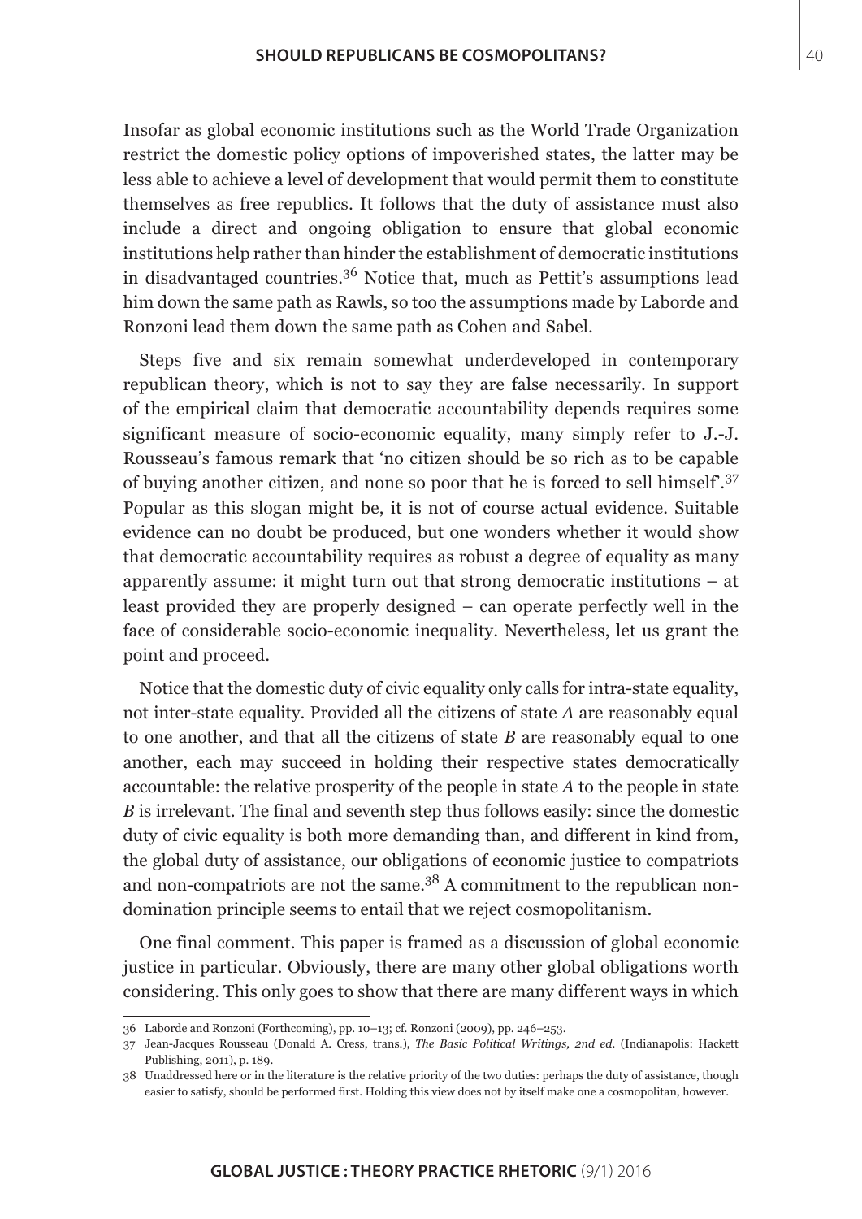Insofar as global economic institutions such as the World Trade Organization restrict the domestic policy options of impoverished states, the latter may be less able to achieve a level of development that would permit them to constitute themselves as free republics. It follows that the duty of assistance must also include a direct and ongoing obligation to ensure that global economic institutions help rather than hinder the establishment of democratic institutions in disadvantaged countries.[36] Notice that, much as Pettit's assumptions lead him down the same path as Rawls, so too the assumptions made by Laborde and Ronzoni lead them down the same path as Cohen and Sabel.

Steps five and six remain somewhat underdeveloped in contemporary republican theory, which is not to say they are false necessarily. In support of the empirical claim that democratic accountability depends requires some significant measure of socio-economic equality, many simply refer to J.-J. Rousseau's famous remark that 'no citizen should be so rich as to be capable of buying another citizen, and none so poor that he is forced to sell himself'.[37] Popular as this slogan might be, it is not of course actual evidence. Suitable evidence can no doubt be produced, but one wonders whether it would show that democratic accountability requires as robust a degree of equality as many apparently assume: it might turn out that strong democratic institutions – at least provided they are properly designed – can operate perfectly well in the face of considerable socio-economic inequality. Nevertheless, let us grant the point and proceed.

Notice that the domestic duty of civic equality only calls for intra-state equality, not inter-state equality. Provided all the citizens of state *A* are reasonably equal to one another, and that all the citizens of state *B* are reasonably equal to one another, each may succeed in holding their respective states democratically accountable: the relative prosperity of the people in state *A* to the people in state *B* is irrelevant. The final and seventh step thus follows easily: since the domestic duty of civic equality is both more demanding than, and different in kind from, the global duty of assistance, our obligations of economic justice to compatriots and non-compatriots are not the same.[38] A commitment to the republican non-domination principle seems to entail that we reject cosmopolitanism.

One final comment. This paper is framed as a discussion of global economic justice in particular. Obviously, there are many other global obligations worth considering. This only goes to show that there are many different ways in which

---

36 Laborde and Ronzoni (Forthcoming), pp. 10–13; cf. Ronzoni (2009), pp. 246–253.

37 Jean-Jacques Rousseau (Donald A. Cress, trans.), *The Basic Political Writings, 2nd ed.* (Indianapolis: Hackett Publishing, 2011), p. 189.

38 Unaddressed here or in the literature is the relative priority of the two duties: perhaps the duty of assistance, though easier to satisfy, should be performed first. Holding this view does not by itself make one a cosmopolitan, however.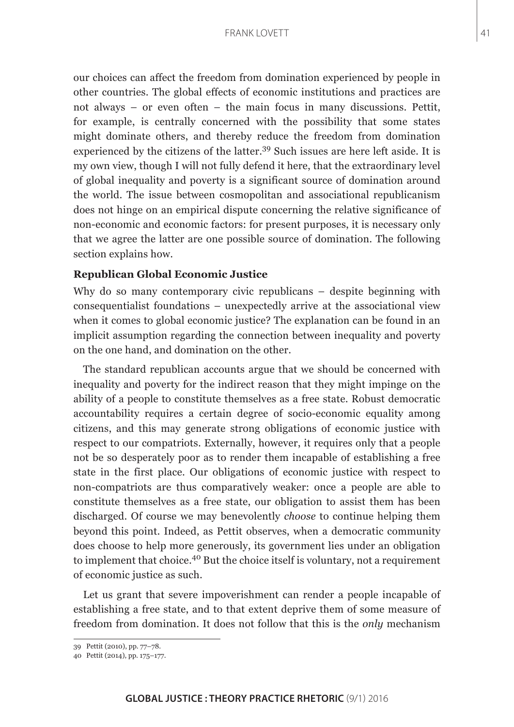our choices can affect the freedom from domination experienced by people in other countries. The global effects of economic institutions and practices are not always – or even often – the main focus in many discussions. Pettit, for example, is centrally concerned with the possibility that some states might dominate others, and thereby reduce the freedom from domination experienced by the citizens of the latter.[39] Such issues are here left aside. It is my own view, though I will not fully defend it here, that the extraordinary level of global inequality and poverty is a significant source of domination around the world. The issue between cosmopolitan and associational republicanism does not hinge on an empirical dispute concerning the relative significance of non-economic and economic factors: for present purposes, it is necessary only that we agree the latter are one possible source of domination. The following section explains how.

### Republican Global Economic Justice

Why do so many contemporary civic republicans – despite beginning with consequentialist foundations – unexpectedly arrive at the associational view when it comes to global economic justice? The explanation can be found in an implicit assumption regarding the connection between inequality and poverty on the one hand, and domination on the other.

The standard republican accounts argue that we should be concerned with inequality and poverty for the indirect reason that they might impinge on the ability of a people to constitute themselves as a free state. Robust democratic accountability requires a certain degree of socio-economic equality among citizens, and this may generate strong obligations of economic justice with respect to our compatriots. Externally, however, it requires only that a people not be so desperately poor as to render them incapable of establishing a free state in the first place. Our obligations of economic justice with respect to non-compatriots are thus comparatively weaker: once a people are able to constitute themselves as a free state, our obligation to assist them has been discharged. Of course we may benevolently *choose* to continue helping them beyond this point. Indeed, as Pettit observes, when a democratic community does choose to help more generously, its government lies under an obligation to implement that choice.[40] But the choice itself is voluntary, not a requirement of economic justice as such.

Let us grant that severe impoverishment can render a people incapable of establishing a free state, and to that extent deprive them of some measure of freedom from domination. It does not follow that this is the *only* mechanism

39 Pettit (2010), pp. 77–78.

40 Pettit (2014), pp. 175–177.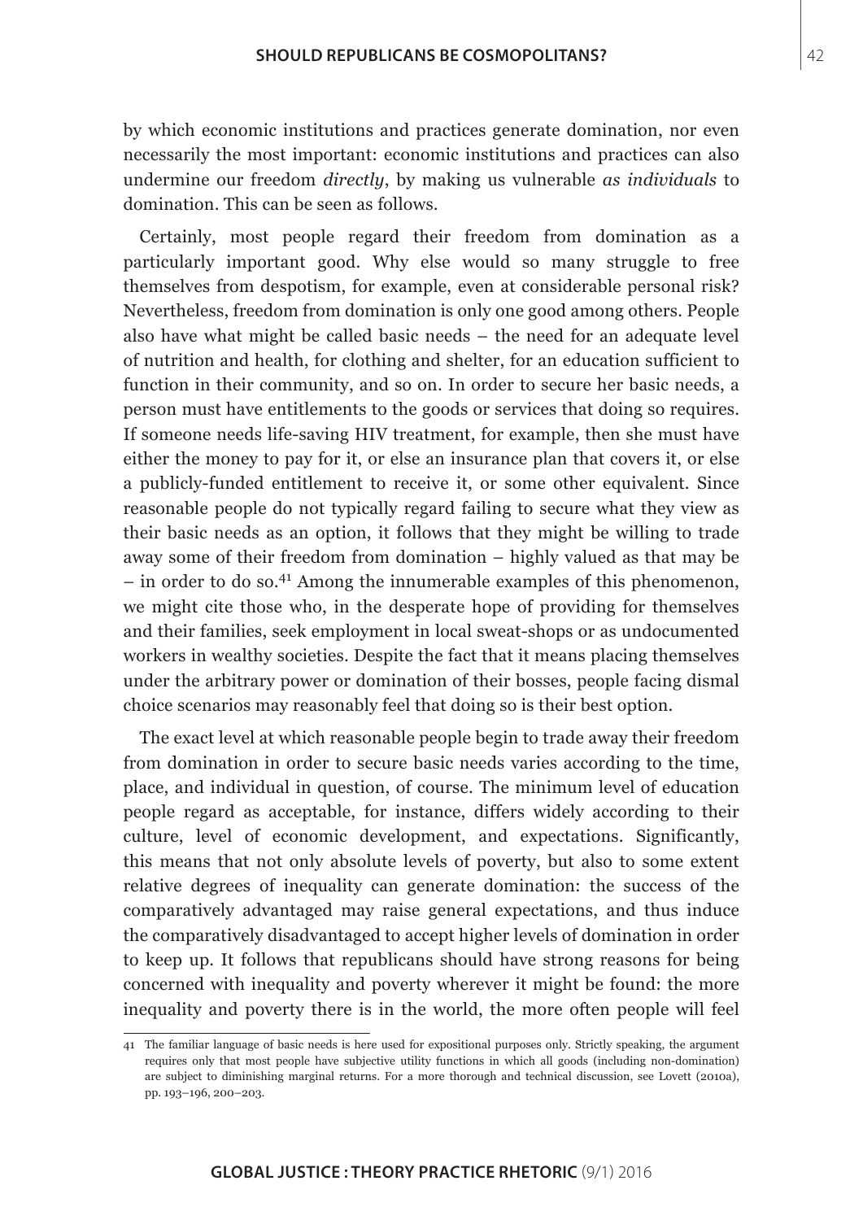by which economic institutions and practices generate domination, nor even necessarily the most important: economic institutions and practices can also undermine our freedom *directly*, by making us vulnerable *as individuals* to domination. This can be seen as follows.

Certainly, most people regard their freedom from domination as a particularly important good. Why else would so many struggle to free themselves from despotism, for example, even at considerable personal risk? Nevertheless, freedom from domination is only one good among others. People also have what might be called basic needs – the need for an adequate level of nutrition and health, for clothing and shelter, for an education sufficient to function in their community, and so on. In order to secure her basic needs, a person must have entitlements to the goods or services that doing so requires. If someone needs life-saving HIV treatment, for example, then she must have either the money to pay for it, or else an insurance plan that covers it, or else a publicly-funded entitlement to receive it, or some other equivalent. Since reasonable people do not typically regard failing to secure what they view as their basic needs as an option, it follows that they might be willing to trade away some of their freedom from domination – highly valued as that may be – in order to do so.[41] Among the innumerable examples of this phenomenon, we might cite those who, in the desperate hope of providing for themselves and their families, seek employment in local sweat-shops or as undocumented workers in wealthy societies. Despite the fact that it means placing themselves under the arbitrary power or domination of their bosses, people facing dismal choice scenarios may reasonably feel that doing so is their best option.

The exact level at which reasonable people begin to trade away their freedom from domination in order to secure basic needs varies according to the time, place, and individual in question, of course. The minimum level of education people regard as acceptable, for instance, differs widely according to their culture, level of economic development, and expectations. Significantly, this means that not only absolute levels of poverty, but also to some extent relative degrees of inequality can generate domination: the success of the comparatively advantaged may raise general expectations, and thus induce the comparatively disadvantaged to accept higher levels of domination in order to keep up. It follows that republicans should have strong reasons for being concerned with inequality and poverty wherever it might be found: the more inequality and poverty there is in the world, the more often people will feel

---

41 The familiar language of basic needs is here used for expositional purposes only. Strictly speaking, the argument requires only that most people have subjective utility functions in which all goods (including non-domination) are subject to diminishing marginal returns. For a more thorough and technical discussion, see Lovett (2010a), pp. 193–196, 200–203.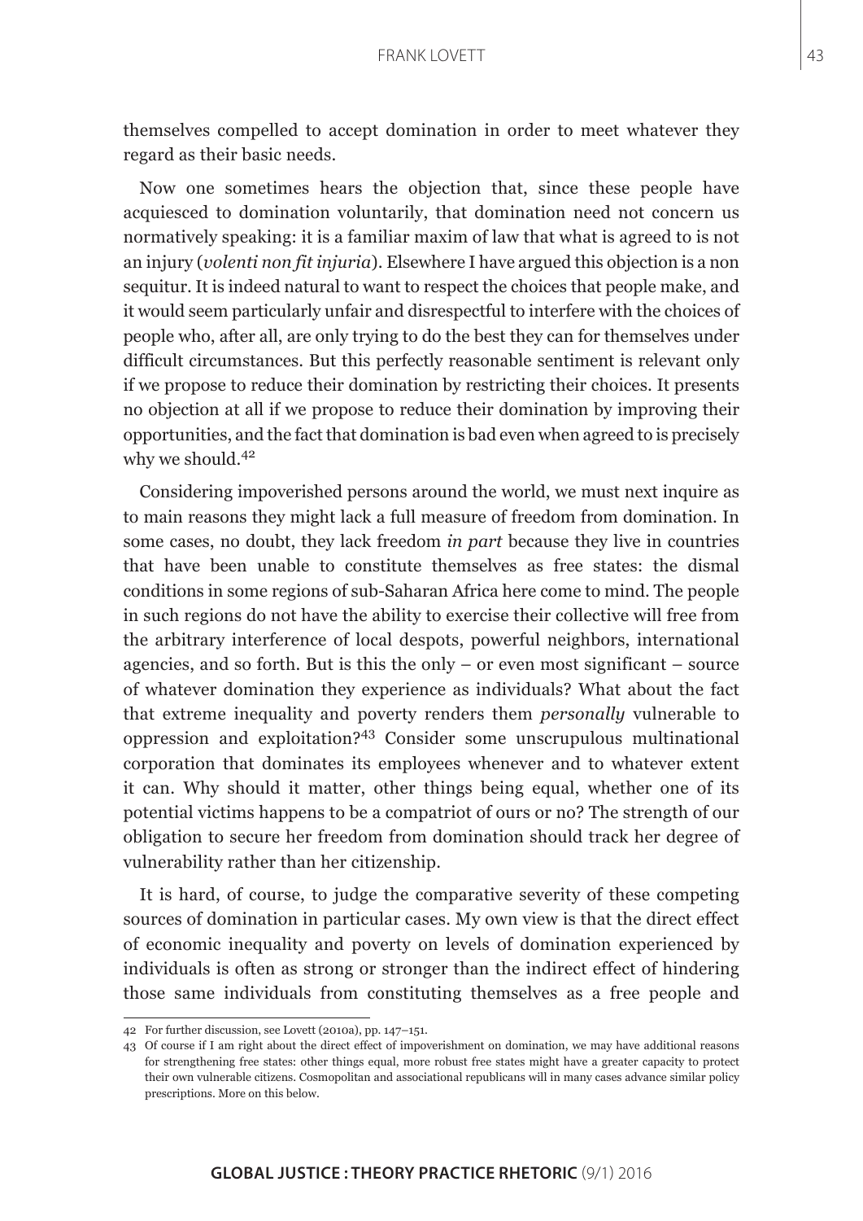themselves compelled to accept domination in order to meet whatever they regard as their basic needs.

Now one sometimes hears the objection that, since these people have acquiesced to domination voluntarily, that domination need not concern us normatively speaking: it is a familiar maxim of law that what is agreed to is not an injury (*volenti non fit injuria*). Elsewhere I have argued this objection is a non sequitur. It is indeed natural to want to respect the choices that people make, and it would seem particularly unfair and disrespectful to interfere with the choices of people who, after all, are only trying to do the best they can for themselves under difficult circumstances. But this perfectly reasonable sentiment is relevant only if we propose to reduce their domination by restricting their choices. It presents no objection at all if we propose to reduce their domination by improving their opportunities, and the fact that domination is bad even when agreed to is precisely why we should.[42]

Considering impoverished persons around the world, we must next inquire as to main reasons they might lack a full measure of freedom from domination. In some cases, no doubt, they lack freedom *in part* because they live in countries that have been unable to constitute themselves as free states: the dismal conditions in some regions of sub-Saharan Africa here come to mind. The people in such regions do not have the ability to exercise their collective will free from the arbitrary interference of local despots, powerful neighbors, international agencies, and so forth. But is this the only – or even most significant – source of whatever domination they experience as individuals? What about the fact that extreme inequality and poverty renders them *personally* vulnerable to oppression and exploitation?[43] Consider some unscrupulous multinational corporation that dominates its employees whenever and to whatever extent it can. Why should it matter, other things being equal, whether one of its potential victims happens to be a compatriot of ours or no? The strength of our obligation to secure her freedom from domination should track her degree of vulnerability rather than her citizenship.

It is hard, of course, to judge the comparative severity of these competing sources of domination in particular cases. My own view is that the direct effect of economic inequality and poverty on levels of domination experienced by individuals is often as strong or stronger than the indirect effect of hindering those same individuals from constituting themselves as a free people and

---

42 For further discussion, see Lovett (2010a), pp. 147–151.

43 Of course if I am right about the direct effect of impoverishment on domination, we may have additional reasons for strengthening free states: other things equal, more robust free states might have a greater capacity to protect their own vulnerable citizens. Cosmopolitan and associational republicans will in many cases advance similar policy prescriptions. More on this below.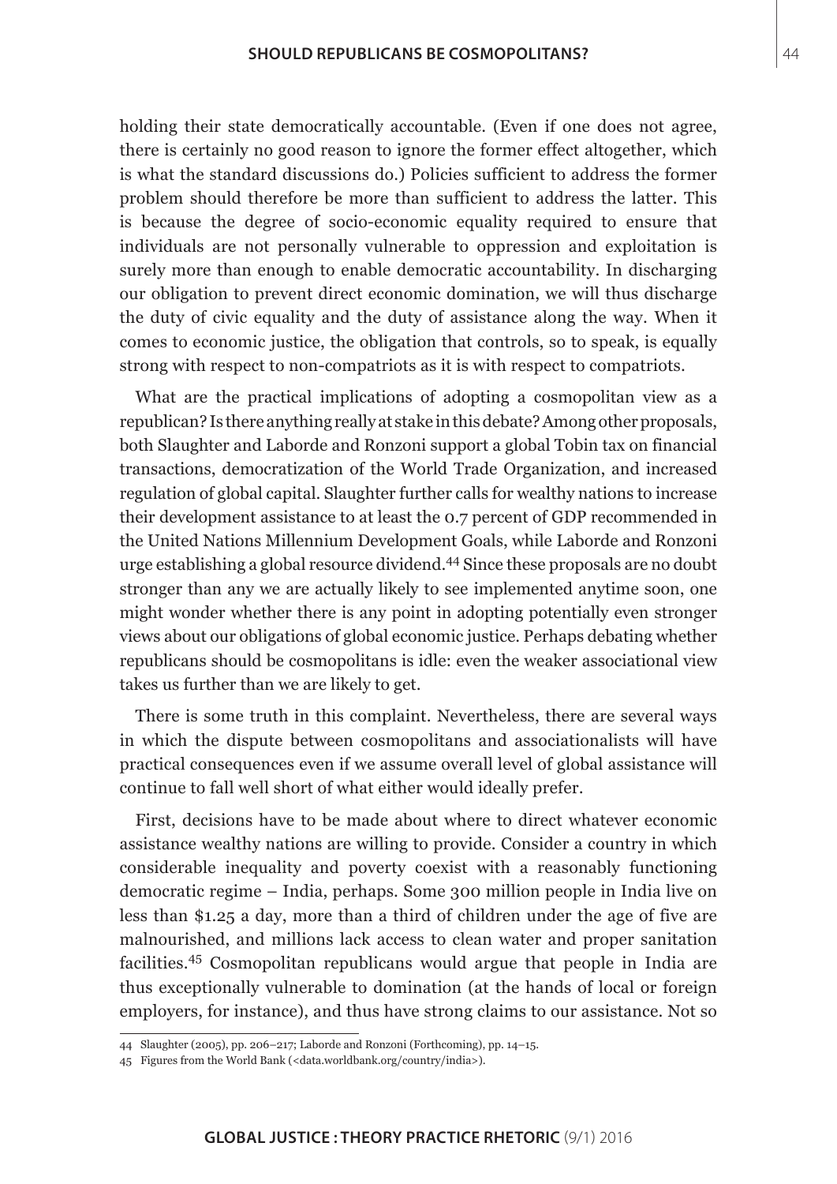holding their state democratically accountable. (Even if one does not agree, there is certainly no good reason to ignore the former effect altogether, which is what the standard discussions do.) Policies sufficient to address the former problem should therefore be more than sufficient to address the latter. This is because the degree of socio-economic equality required to ensure that individuals are not personally vulnerable to oppression and exploitation is surely more than enough to enable democratic accountability. In discharging our obligation to prevent direct economic domination, we will thus discharge the duty of civic equality and the duty of assistance along the way. When it comes to economic justice, the obligation that controls, so to speak, is equally strong with respect to non-compatriots as it is with respect to compatriots.

What are the practical implications of adopting a cosmopolitan view as a republican? Is there anything really at stake in this debate? Among other proposals, both Slaughter and Laborde and Ronzoni support a global Tobin tax on financial transactions, democratization of the World Trade Organization, and increased regulation of global capital. Slaughter further calls for wealthy nations to increase their development assistance to at least the 0.7 percent of GDP recommended in the United Nations Millennium Development Goals, while Laborde and Ronzoni urge establishing a global resource dividend.[44] Since these proposals are no doubt stronger than any we are actually likely to see implemented anytime soon, one might wonder whether there is any point in adopting potentially even stronger views about our obligations of global economic justice. Perhaps debating whether republicans should be cosmopolitans is idle: even the weaker associational view takes us further than we are likely to get.

There is some truth in this complaint. Nevertheless, there are several ways in which the dispute between cosmopolitans and associationalists will have practical consequences even if we assume overall level of global assistance will continue to fall well short of what either would ideally prefer.

First, decisions have to be made about where to direct whatever economic assistance wealthy nations are willing to provide. Consider a country in which considerable inequality and poverty coexist with a reasonably functioning democratic regime – India, perhaps. Some 300 million people in India live on less than $1.25 a day, more than a third of children under the age of five are malnourished, and millions lack access to clean water and proper sanitation facilities.[45] Cosmopolitan republicans would argue that people in India are thus exceptionally vulnerable to domination (at the hands of local or foreign employers, for instance), and thus have strong claims to our assistance. Not so

---

44 Slaughter (2005), pp. 206–217; Laborde and Ronzoni (Forthcoming), pp. 14–15.

45 Figures from the World Bank (<data.worldbank.org/country/india>).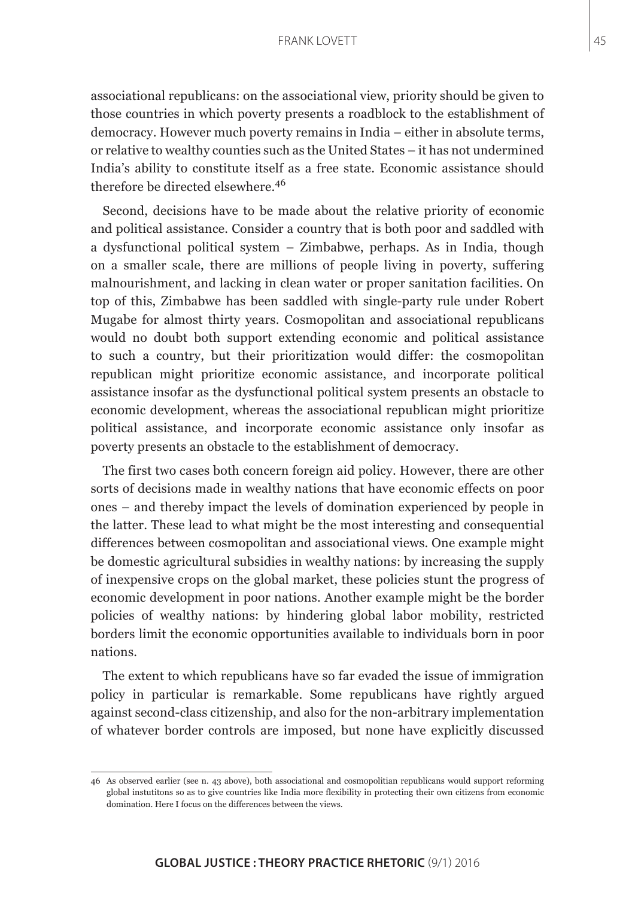associational republicans: on the associational view, priority should be given to those countries in which poverty presents a roadblock to the establishment of democracy. However much poverty remains in India – either in absolute terms, or relative to wealthy counties such as the United States – it has not undermined India's ability to constitute itself as a free state. Economic assistance should therefore be directed elsewhere.[46]

Second, decisions have to be made about the relative priority of economic and political assistance. Consider a country that is both poor and saddled with a dysfunctional political system – Zimbabwe, perhaps. As in India, though on a smaller scale, there are millions of people living in poverty, suffering malnourishment, and lacking in clean water or proper sanitation facilities. On top of this, Zimbabwe has been saddled with single-party rule under Robert Mugabe for almost thirty years. Cosmopolitan and associational republicans would no doubt both support extending economic and political assistance to such a country, but their prioritization would differ: the cosmopolitan republican might prioritize economic assistance, and incorporate political assistance insofar as the dysfunctional political system presents an obstacle to economic development, whereas the associational republican might prioritize political assistance, and incorporate economic assistance only insofar as poverty presents an obstacle to the establishment of democracy.

The first two cases both concern foreign aid policy. However, there are other sorts of decisions made in wealthy nations that have economic effects on poor ones – and thereby impact the levels of domination experienced by people in the latter. These lead to what might be the most interesting and consequential differences between cosmopolitan and associational views. One example might be domestic agricultural subsidies in wealthy nations: by increasing the supply of inexpensive crops on the global market, these policies stunt the progress of economic development in poor nations. Another example might be the border policies of wealthy nations: by hindering global labor mobility, restricted borders limit the economic opportunities available to individuals born in poor nations.

The extent to which republicans have so far evaded the issue of immigration policy in particular is remarkable. Some republicans have rightly argued against second-class citizenship, and also for the non-arbitrary implementation of whatever border controls are imposed, but none have explicitly discussed

---

46 As observed earlier (see n. 43 above), both associational and cosmopolitian republicans would support reforming global instutitons so as to give countries like India more flexibility in protecting their own citizens from economic domination. Here I focus on the differences between the views.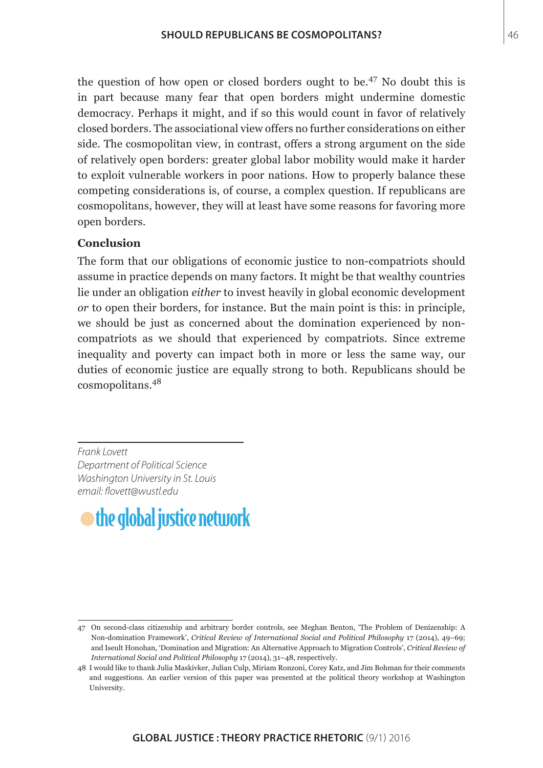the question of how open or closed borders ought to be.[47] No doubt this is in part because many fear that open borders might undermine domestic democracy. Perhaps it might, and if so this would count in favor of relatively closed borders. The associational view offers no further considerations on either side. The cosmopolitan view, in contrast, offers a strong argument on the side of relatively open borders: greater global labor mobility would make it harder to exploit vulnerable workers in poor nations. How to properly balance these competing considerations is, of course, a complex question. If republicans are cosmopolitans, however, they will at least have some reasons for favoring more open borders.

## Conclusion

The form that our obligations of economic justice to non-compatriots should assume in practice depends on many factors. It might be that wealthy countries lie under an obligation *either* to invest heavily in global economic development *or* to open their borders, for instance. But the main point is this: in principle, we should be just as concerned about the domination experienced by non-compatriots as we should that experienced by compatriots. Since extreme inequality and poverty can impact both in more or less the same way, our duties of economic justice are equally strong to both. Republicans should be cosmopolitans.[48]

*Frank Lovett*
*Department of Political Science*
*Washington University in St. Louis*
*email: flovett@wustl.edu*

the global justice network

47 On second-class citizenship and arbitrary border controls, see Meghan Benton, 'The Problem of Denizenship: A Non-domination Framework', *Critical Review of International Social and Political Philosophy* 17 (2014), 49–69; and Iseult Honohan, 'Domination and Migration: An Alternative Approach to Migration Controls', *Critical Review of International Social and Political Philosophy* 17 (2014), 31–48, respectively.

48 I would like to thank Julia Maskivker, Julian Culp, Miriam Ronzoni, Corey Katz, and Jim Bohman for their comments and suggestions. An earlier version of this paper was presented at the political theory workshop at Washington University.